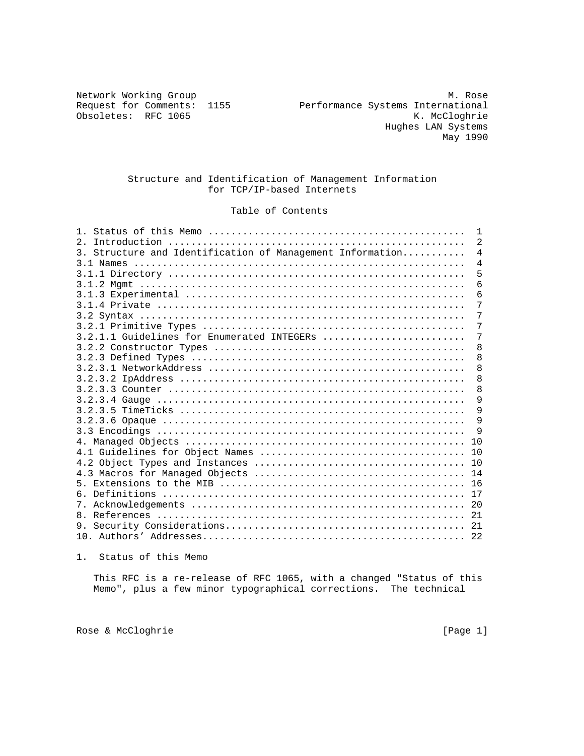Network Working Group M. Rose
Request for Comments: 1155 Performance Systems International
Obsoletes: RFC 1065 K. McCloghrie
Hughes LAN Systems
May 1990

# Structure and Identification of Management Information for TCP/IP-based Internets

## Table of Contents

```
1. Status of this Memo ............................................  1
2. Introduction ...................................................  2
3. Structure and Identification of Management Information...........  4
3.1 Names .........................................................  4
3.1.1 Directory ...................................................  5
3.1.2 Mgmt ........................................................  6
3.1.3 Experimental ................................................  6
3.1.4 Private .....................................................  7
3.2 Syntax ........................................................  7
3.2.1 Primitive Types .............................................  7
3.2.1.1 Guidelines for Enumerated INTEGERs ........................  7
3.2.2 Constructor Types ...........................................  8
3.2.3 Defined Types ...............................................  8
3.2.3.1 NetworkAddress ............................................  8
3.2.3.2 IpAddress .................................................  8
3.2.3.3 Counter ...................................................  8
3.2.3.4 Gauge .....................................................  9
3.2.3.5 TimeTicks .................................................  9
3.2.3.6 Opaque ....................................................  9
3.3 Encodings .....................................................  9
4. Managed Objects ................................................ 10
4.1 Guidelines for Object Names ................................... 10
4.2 Object Types and Instances .................................... 10
4.3 Macros for Managed Objects .................................... 14
5. Extensions to the MIB .......................................... 16
6. Definitions .................................................... 17
7. Acknowledgements ............................................... 20
8. References ..................................................... 21
9. Security Considerations......................................... 21
10. Authors' Addresses............................................. 22
```

## 1. Status of this Memo

This RFC is a re-release of RFC 1065, with a changed "Status of this Memo", plus a few minor typographical corrections. The technical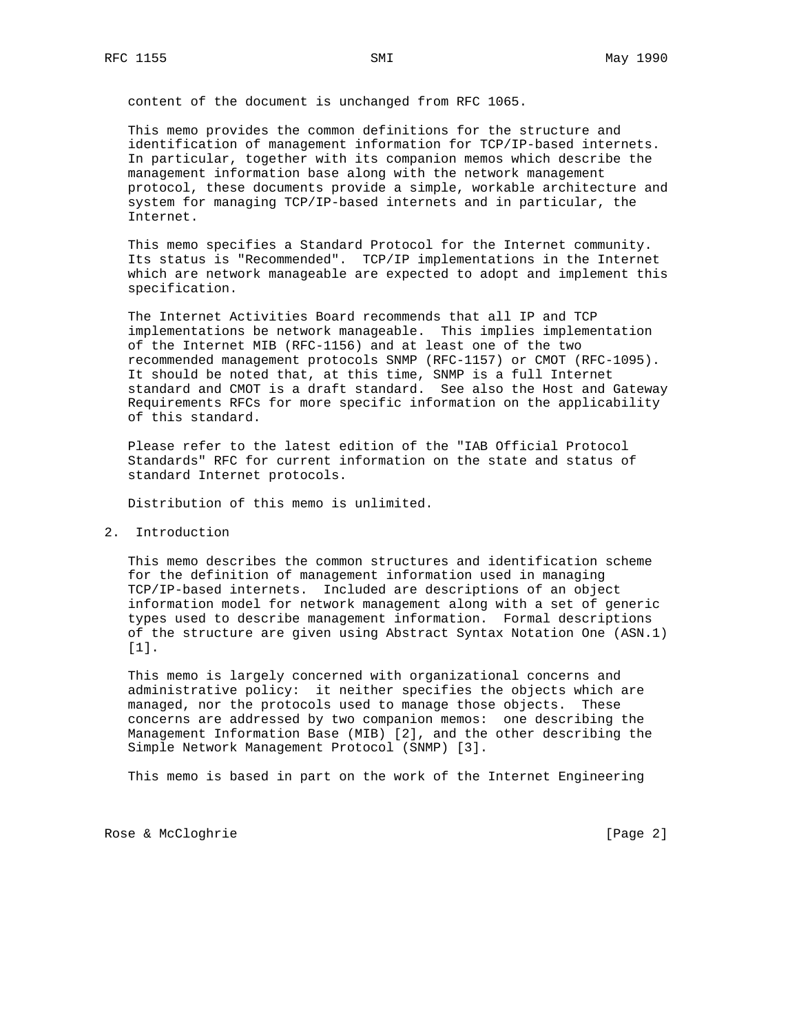content of the document is unchanged from RFC 1065.

This memo provides the common definitions for the structure and identification of management information for TCP/IP-based internets. In particular, together with its companion memos which describe the management information base along with the network management protocol, these documents provide a simple, workable architecture and system for managing TCP/IP-based internets and in particular, the Internet.

This memo specifies a Standard Protocol for the Internet community. Its status is "Recommended". TCP/IP implementations in the Internet which are network manageable are expected to adopt and implement this specification.

The Internet Activities Board recommends that all IP and TCP implementations be network manageable. This implies implementation of the Internet MIB (RFC-1156) and at least one of the two recommended management protocols SNMP (RFC-1157) or CMOT (RFC-1095). It should be noted that, at this time, SNMP is a full Internet standard and CMOT is a draft standard. See also the Host and Gateway Requirements RFCs for more specific information on the applicability of this standard.

Please refer to the latest edition of the "IAB Official Protocol Standards" RFC for current information on the state and status of standard Internet protocols.

Distribution of this memo is unlimited.

## 2. Introduction

This memo describes the common structures and identification scheme for the definition of management information used in managing TCP/IP-based internets. Included are descriptions of an object information model for network management along with a set of generic types used to describe management information. Formal descriptions of the structure are given using Abstract Syntax Notation One (ASN.1) [1].

This memo is largely concerned with organizational concerns and administrative policy: it neither specifies the objects which are managed, nor the protocols used to manage those objects. These concerns are addressed by two companion memos: one describing the Management Information Base (MIB) [2], and the other describing the Simple Network Management Protocol (SNMP) [3].

This memo is based in part on the work of the Internet Engineering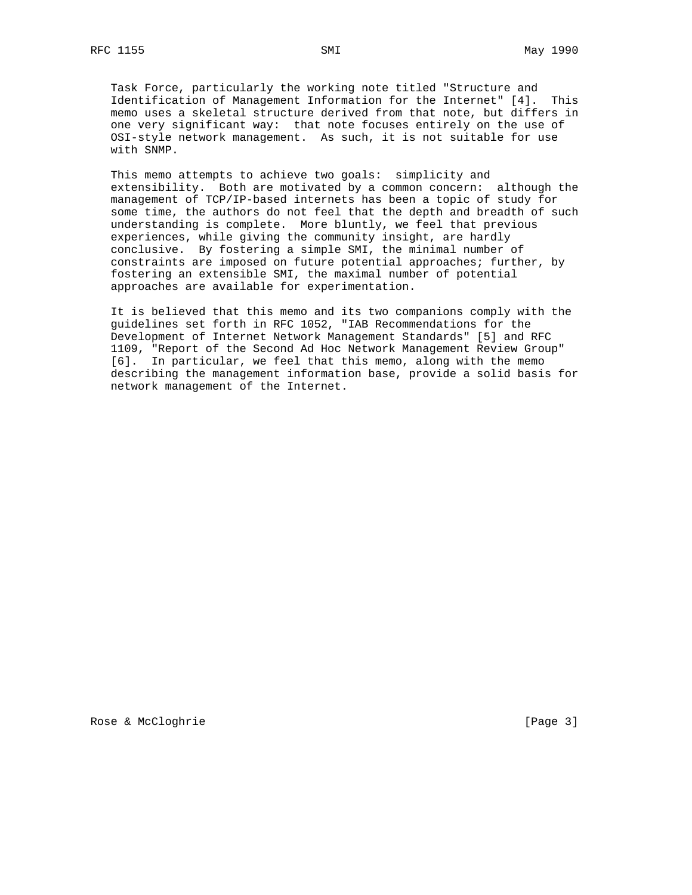Task Force, particularly the working note titled "Structure and Identification of Management Information for the Internet" [4]. This memo uses a skeletal structure derived from that note, but differs in one very significant way: that note focuses entirely on the use of OSI-style network management. As such, it is not suitable for use with SNMP.

This memo attempts to achieve two goals: simplicity and extensibility. Both are motivated by a common concern: although the management of TCP/IP-based internets has been a topic of study for some time, the authors do not feel that the depth and breadth of such understanding is complete. More bluntly, we feel that previous experiences, while giving the community insight, are hardly conclusive. By fostering a simple SMI, the minimal number of constraints are imposed on future potential approaches; further, by fostering an extensible SMI, the maximal number of potential approaches are available for experimentation.

It is believed that this memo and its two companions comply with the guidelines set forth in RFC 1052, "IAB Recommendations for the Development of Internet Network Management Standards" [5] and RFC 1109, "Report of the Second Ad Hoc Network Management Review Group" [6]. In particular, we feel that this memo, along with the memo describing the management information base, provide a solid basis for network management of the Internet.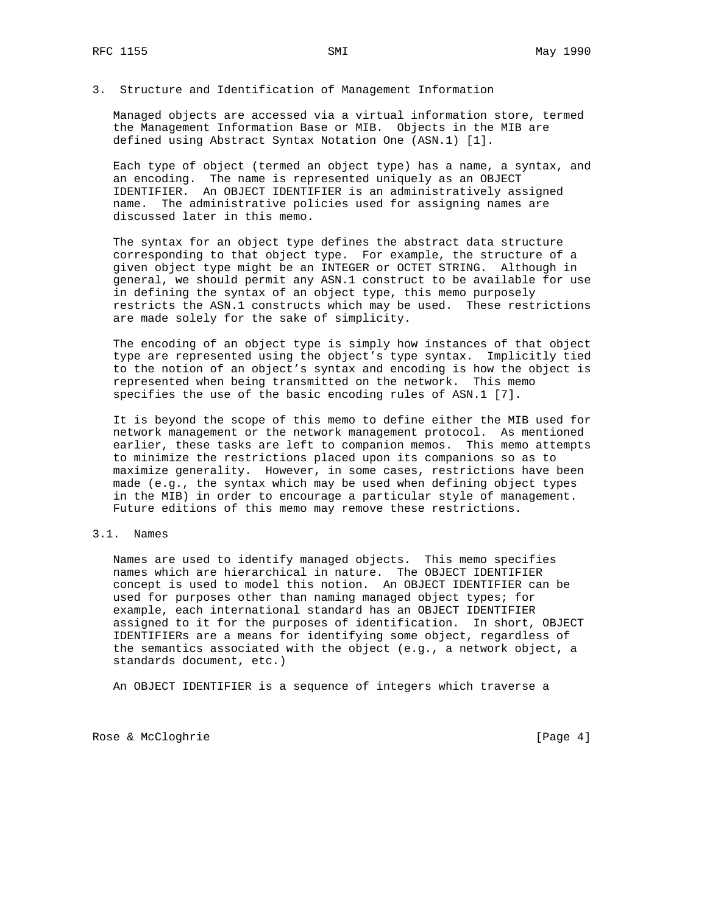## 3. Structure and Identification of Management Information

Managed objects are accessed via a virtual information store, termed the Management Information Base or MIB. Objects in the MIB are defined using Abstract Syntax Notation One (ASN.1) [1].

Each type of object (termed an object type) has a name, a syntax, and an encoding. The name is represented uniquely as an OBJECT IDENTIFIER. An OBJECT IDENTIFIER is an administratively assigned name. The administrative policies used for assigning names are discussed later in this memo.

The syntax for an object type defines the abstract data structure corresponding to that object type. For example, the structure of a given object type might be an INTEGER or OCTET STRING. Although in general, we should permit any ASN.1 construct to be available for use in defining the syntax of an object type, this memo purposely restricts the ASN.1 constructs which may be used. These restrictions are made solely for the sake of simplicity.

The encoding of an object type is simply how instances of that object type are represented using the object's type syntax. Implicitly tied to the notion of an object's syntax and encoding is how the object is represented when being transmitted on the network. This memo specifies the use of the basic encoding rules of ASN.1 [7].

It is beyond the scope of this memo to define either the MIB used for network management or the network management protocol. As mentioned earlier, these tasks are left to companion memos. This memo attempts to minimize the restrictions placed upon its companions so as to maximize generality. However, in some cases, restrictions have been made (e.g., the syntax which may be used when defining object types in the MIB) in order to encourage a particular style of management. Future editions of this memo may remove these restrictions.

### 3.1. Names

Names are used to identify managed objects. This memo specifies names which are hierarchical in nature. The OBJECT IDENTIFIER concept is used to model this notion. An OBJECT IDENTIFIER can be used for purposes other than naming managed object types; for example, each international standard has an OBJECT IDENTIFIER assigned to it for the purposes of identification. In short, OBJECT IDENTIFIERs are a means for identifying some object, regardless of the semantics associated with the object (e.g., a network object, a standards document, etc.)

An OBJECT IDENTIFIER is a sequence of integers which traverse a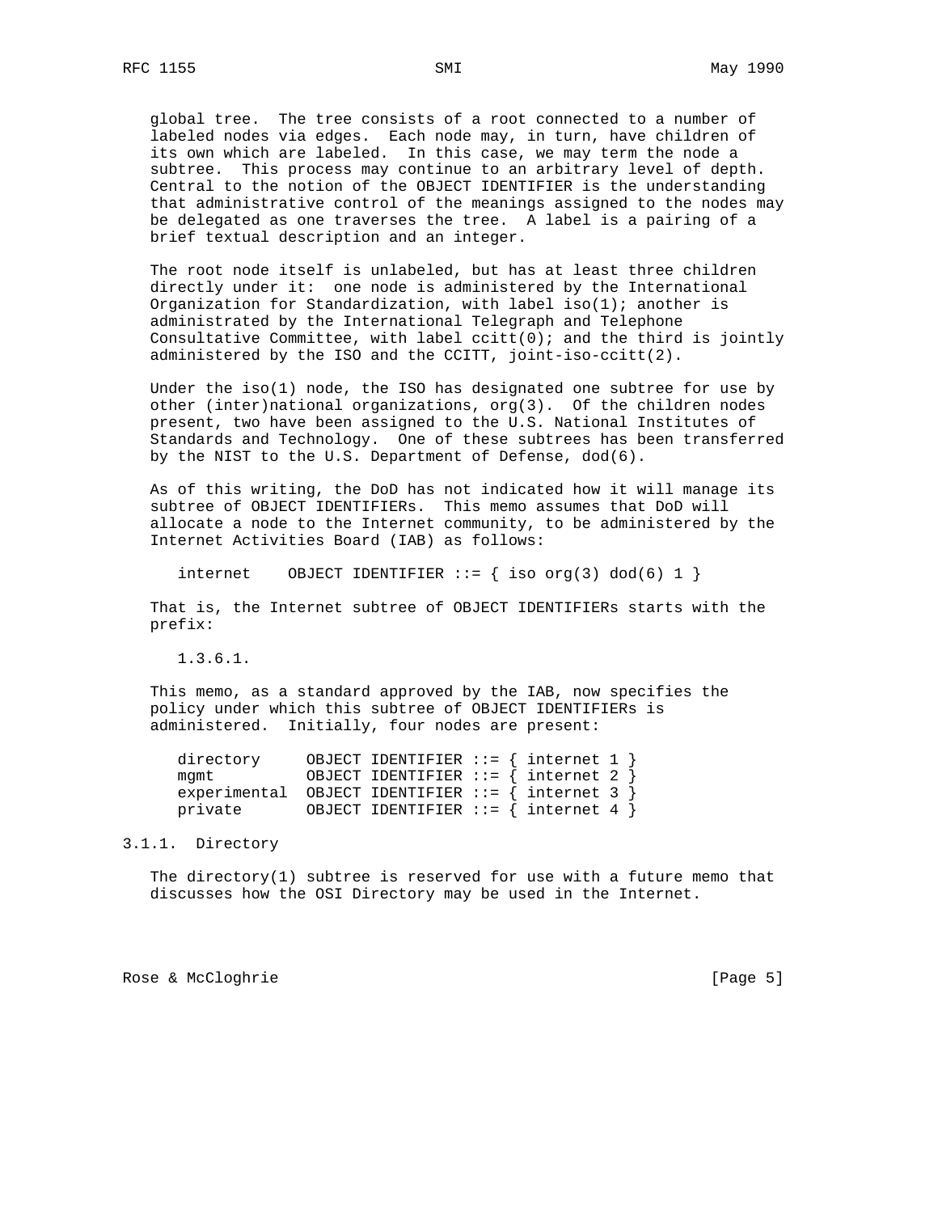global tree. The tree consists of a root connected to a number of labeled nodes via edges. Each node may, in turn, have children of its own which are labeled. In this case, we may term the node a subtree. This process may continue to an arbitrary level of depth. Central to the notion of the OBJECT IDENTIFIER is the understanding that administrative control of the meanings assigned to the nodes may be delegated as one traverses the tree. A label is a pairing of a brief textual description and an integer.

The root node itself is unlabeled, but has at least three children directly under it: one node is administered by the International Organization for Standardization, with label iso(1); another is administrated by the International Telegraph and Telephone Consultative Committee, with label ccitt(0); and the third is jointly administered by the ISO and the CCITT, joint-iso-ccitt(2).

Under the iso(1) node, the ISO has designated one subtree for use by other (inter)national organizations, org(3). Of the children nodes present, two have been assigned to the U.S. National Institutes of Standards and Technology. One of these subtrees has been transferred by the NIST to the U.S. Department of Defense, dod(6).

As of this writing, the DoD has not indicated how it will manage its subtree of OBJECT IDENTIFIERs. This memo assumes that DoD will allocate a node to the Internet community, to be administered by the Internet Activities Board (IAB) as follows:

```
internet    OBJECT IDENTIFIER ::= { iso org(3) dod(6) 1 }
```

That is, the Internet subtree of OBJECT IDENTIFIERs starts with the prefix:

```
1.3.6.1.
```

This memo, as a standard approved by the IAB, now specifies the policy under which this subtree of OBJECT IDENTIFIERs is administered. Initially, four nodes are present:

```
directory     OBJECT IDENTIFIER ::= { internet 1 }
mgmt          OBJECT IDENTIFIER ::= { internet 2 }
experimental  OBJECT IDENTIFIER ::= { internet 3 }
private       OBJECT IDENTIFIER ::= { internet 4 }
```

### 3.1.1. Directory

The directory(1) subtree is reserved for use with a future memo that discusses how the OSI Directory may be used in the Internet.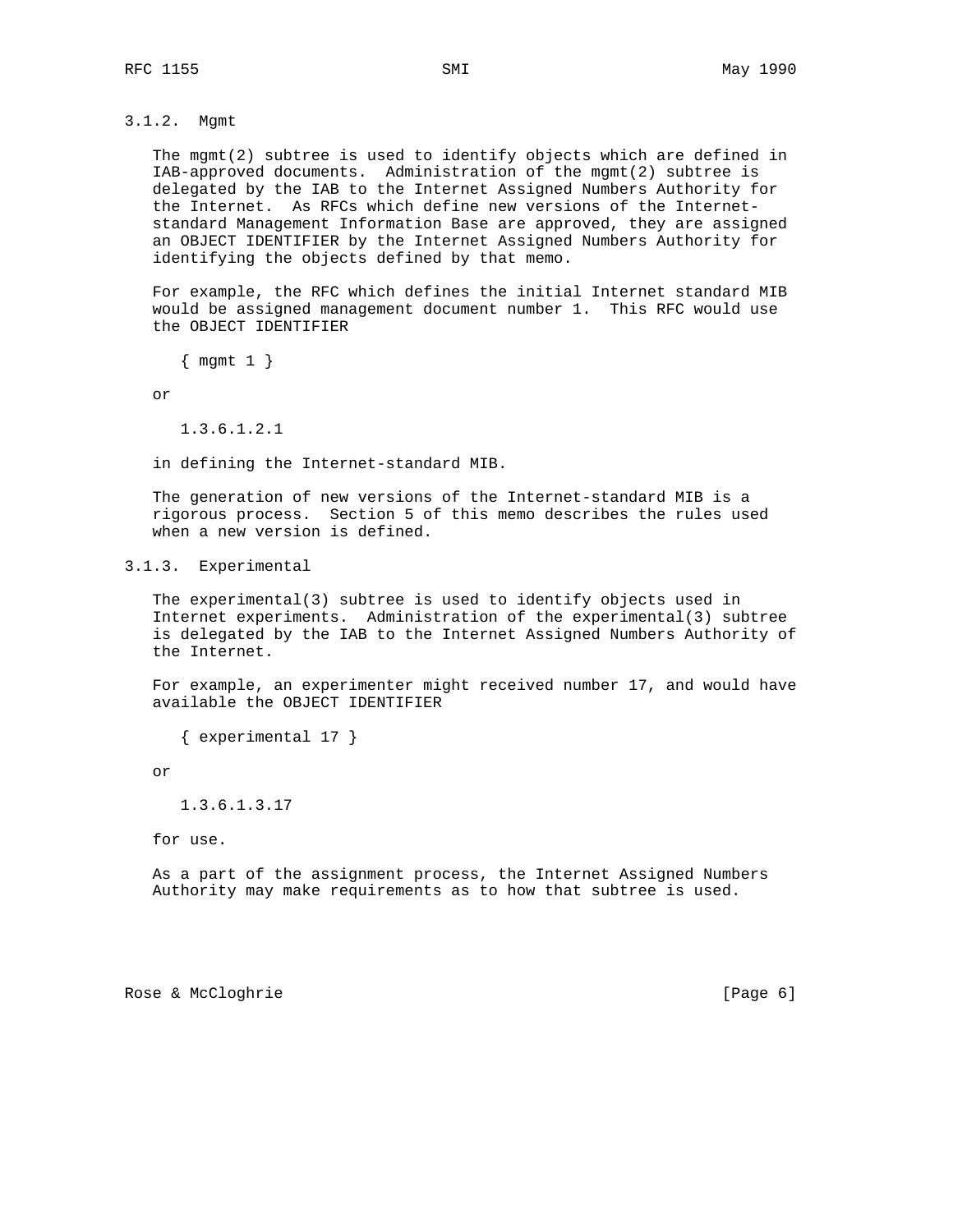### 3.1.2. Mgmt

The mgmt(2) subtree is used to identify objects which are defined in IAB-approved documents. Administration of the mgmt(2) subtree is delegated by the IAB to the Internet Assigned Numbers Authority for the Internet. As RFCs which define new versions of the Internet-standard Management Information Base are approved, they are assigned an OBJECT IDENTIFIER by the Internet Assigned Numbers Authority for identifying the objects defined by that memo.

For example, the RFC which defines the initial Internet standard MIB would be assigned management document number 1. This RFC would use the OBJECT IDENTIFIER

```
{ mgmt 1 }
```

or

```
1.3.6.1.2.1
```

in defining the Internet-standard MIB.

The generation of new versions of the Internet-standard MIB is a rigorous process. Section 5 of this memo describes the rules used when a new version is defined.

### 3.1.3. Experimental

The experimental(3) subtree is used to identify objects used in Internet experiments. Administration of the experimental(3) subtree is delegated by the IAB to the Internet Assigned Numbers Authority of the Internet.

For example, an experimenter might received number 17, and would have available the OBJECT IDENTIFIER

```
{ experimental 17 }
```

or

```
1.3.6.1.3.17
```

for use.

As a part of the assignment process, the Internet Assigned Numbers Authority may make requirements as to how that subtree is used.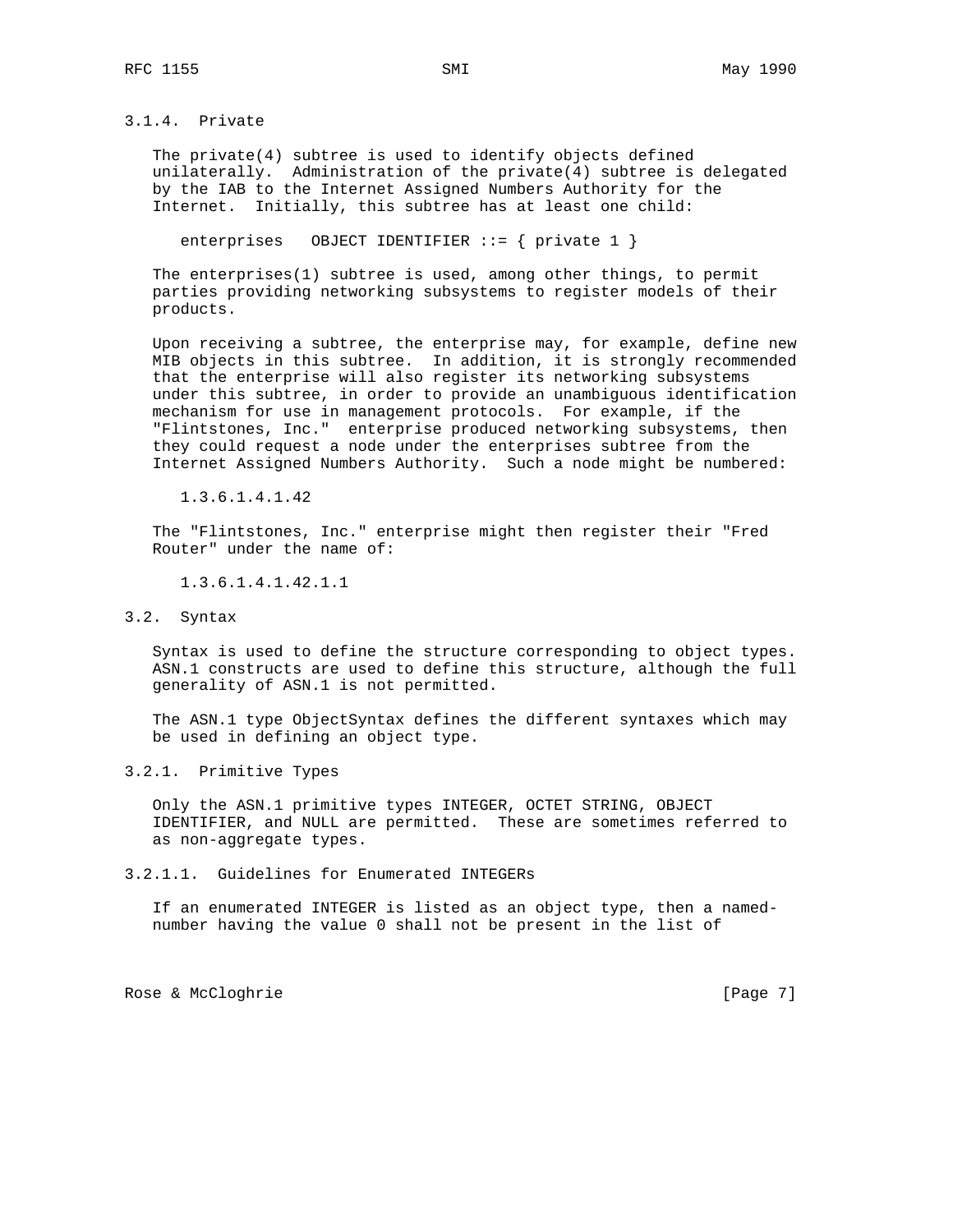### 3.1.4. Private

The private(4) subtree is used to identify objects defined unilaterally. Administration of the private(4) subtree is delegated by the IAB to the Internet Assigned Numbers Authority for the Internet. Initially, this subtree has at least one child:

```
enterprises   OBJECT IDENTIFIER ::= { private 1 }
```

The enterprises(1) subtree is used, among other things, to permit parties providing networking subsystems to register models of their products.

Upon receiving a subtree, the enterprise may, for example, define new MIB objects in this subtree. In addition, it is strongly recommended that the enterprise will also register its networking subsystems under this subtree, in order to provide an unambiguous identification mechanism for use in management protocols. For example, if the "Flintstones, Inc." enterprise produced networking subsystems, then they could request a node under the enterprises subtree from the Internet Assigned Numbers Authority. Such a node might be numbered:

```
1.3.6.1.4.1.42
```

The "Flintstones, Inc." enterprise might then register their "Fred Router" under the name of:

```
1.3.6.1.4.1.42.1.1
```

## 3.2. Syntax

Syntax is used to define the structure corresponding to object types. ASN.1 constructs are used to define this structure, although the full generality of ASN.1 is not permitted.

The ASN.1 type ObjectSyntax defines the different syntaxes which may be used in defining an object type.

### 3.2.1. Primitive Types

Only the ASN.1 primitive types INTEGER, OCTET STRING, OBJECT IDENTIFIER, and NULL are permitted. These are sometimes referred to as non-aggregate types.

#### 3.2.1.1. Guidelines for Enumerated INTEGERs

If an enumerated INTEGER is listed as an object type, then a named-number having the value 0 shall not be present in the list of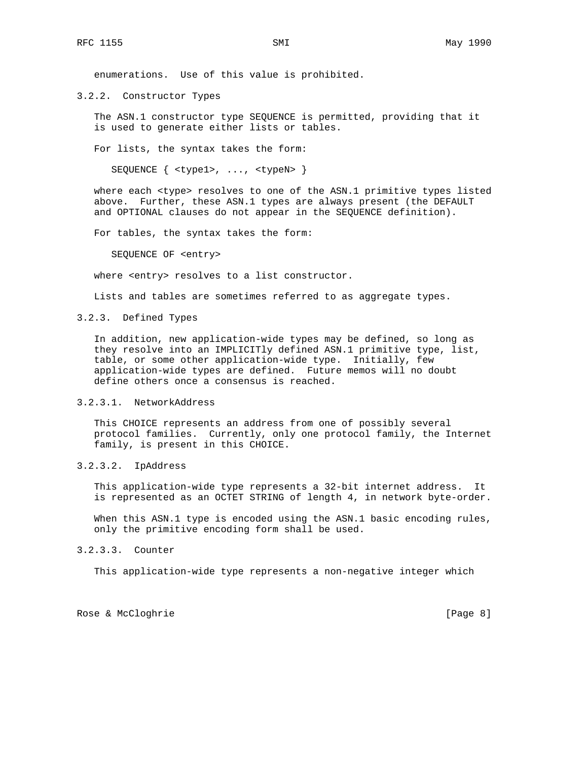enumerations. Use of this value is prohibited.

### 3.2.2. Constructor Types

The ASN.1 constructor type SEQUENCE is permitted, providing that it is used to generate either lists or tables.

For lists, the syntax takes the form:

```
SEQUENCE { <type1>, ..., <typeN> }
```

where each <type> resolves to one of the ASN.1 primitive types listed above. Further, these ASN.1 types are always present (the DEFAULT and OPTIONAL clauses do not appear in the SEQUENCE definition).

For tables, the syntax takes the form:

```
SEQUENCE OF <entry>
```

where <entry> resolves to a list constructor.

Lists and tables are sometimes referred to as aggregate types.

### 3.2.3. Defined Types

In addition, new application-wide types may be defined, so long as they resolve into an IMPLICITly defined ASN.1 primitive type, list, table, or some other application-wide type. Initially, few application-wide types are defined. Future memos will no doubt define others once a consensus is reached.

#### 3.2.3.1. NetworkAddress

This CHOICE represents an address from one of possibly several protocol families. Currently, only one protocol family, the Internet family, is present in this CHOICE.

#### 3.2.3.2. IpAddress

This application-wide type represents a 32-bit internet address. It is represented as an OCTET STRING of length 4, in network byte-order.

When this ASN.1 type is encoded using the ASN.1 basic encoding rules, only the primitive encoding form shall be used.

#### 3.2.3.3. Counter

This application-wide type represents a non-negative integer which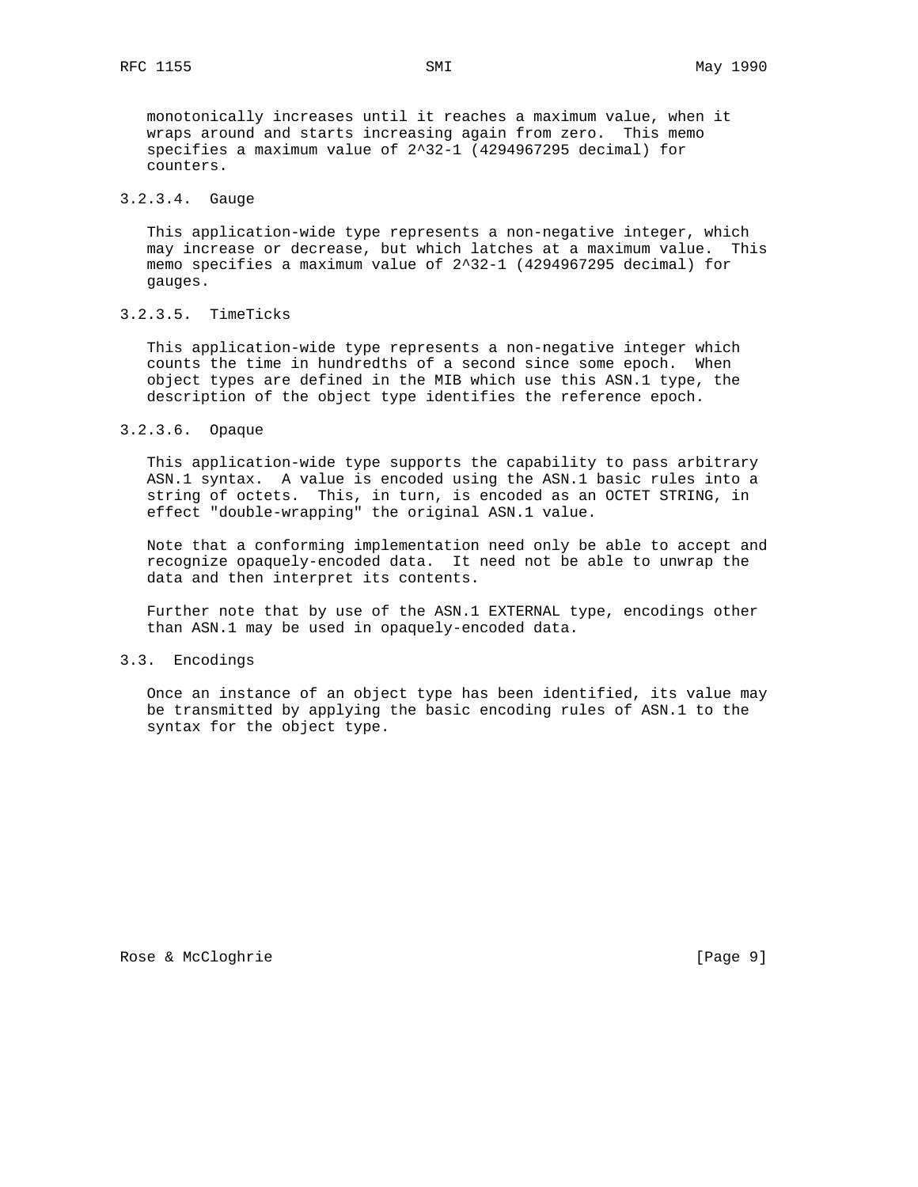monotonically increases until it reaches a maximum value, when it wraps around and starts increasing again from zero. This memo specifies a maximum value of $2^{32}-1$ (4294967295 decimal) for counters.

#### 3.2.3.4. Gauge

This application-wide type represents a non-negative integer, which may increase or decrease, but which latches at a maximum value. This memo specifies a maximum value of $2^{32}-1$ (4294967295 decimal) for gauges.

#### 3.2.3.5. TimeTicks

This application-wide type represents a non-negative integer which counts the time in hundredths of a second since some epoch. When object types are defined in the MIB which use this ASN.1 type, the description of the object type identifies the reference epoch.

#### 3.2.3.6. Opaque

This application-wide type supports the capability to pass arbitrary ASN.1 syntax. A value is encoded using the ASN.1 basic rules into a string of octets. This, in turn, is encoded as an OCTET STRING, in effect "double-wrapping" the original ASN.1 value.

Note that a conforming implementation need only be able to accept and recognize opaquely-encoded data. It need not be able to unwrap the data and then interpret its contents.

Further note that by use of the ASN.1 EXTERNAL type, encodings other than ASN.1 may be used in opaquely-encoded data.

## 3.3. Encodings

Once an instance of an object type has been identified, its value may be transmitted by applying the basic encoding rules of ASN.1 to the syntax for the object type.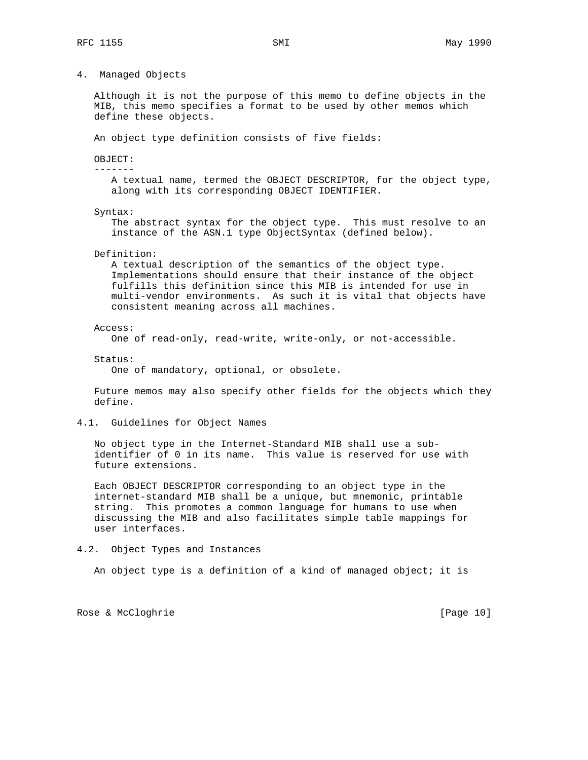## 4. Managed Objects

Although it is not the purpose of this memo to define objects in the MIB, this memo specifies a format to be used by other memos which define these objects.

An object type definition consists of five fields:

OBJECT:
-------
A textual name, termed the OBJECT DESCRIPTOR, for the object type, along with its corresponding OBJECT IDENTIFIER.

Syntax:
The abstract syntax for the object type. This must resolve to an instance of the ASN.1 type ObjectSyntax (defined below).

Definition:
A textual description of the semantics of the object type. Implementations should ensure that their instance of the object fulfills this definition since this MIB is intended for use in multi-vendor environments. As such it is vital that objects have consistent meaning across all machines.

Access:
One of read-only, read-write, write-only, or not-accessible.

Status:
One of mandatory, optional, or obsolete.

Future memos may also specify other fields for the objects which they define.

### 4.1. Guidelines for Object Names

No object type in the Internet-Standard MIB shall use a sub-identifier of 0 in its name. This value is reserved for use with future extensions.

Each OBJECT DESCRIPTOR corresponding to an object type in the internet-standard MIB shall be a unique, but mnemonic, printable string. This promotes a common language for humans to use when discussing the MIB and also facilitates simple table mappings for user interfaces.

### 4.2. Object Types and Instances

An object type is a definition of a kind of managed object; it is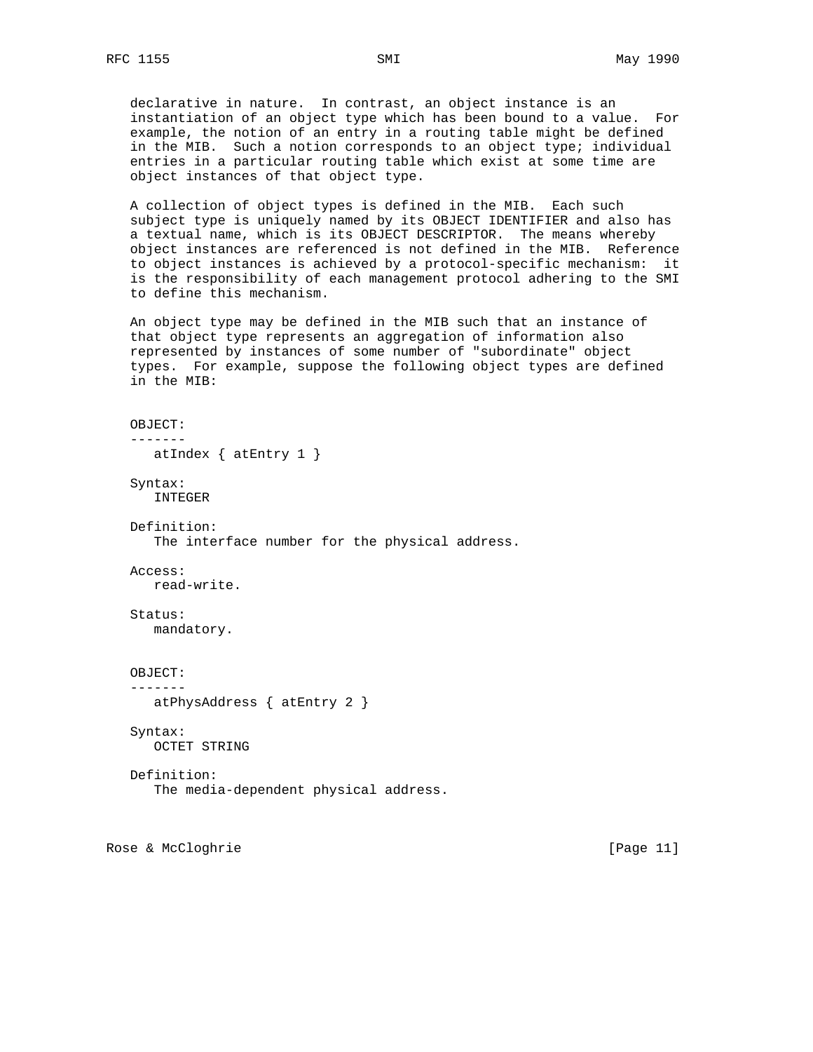declarative in nature. In contrast, an object instance is an instantiation of an object type which has been bound to a value. For example, the notion of an entry in a routing table might be defined in the MIB. Such a notion corresponds to an object type; individual entries in a particular routing table which exist at some time are object instances of that object type.

A collection of object types is defined in the MIB. Each such subject type is uniquely named by its OBJECT IDENTIFIER and also has a textual name, which is its OBJECT DESCRIPTOR. The means whereby object instances are referenced is not defined in the MIB. Reference to object instances is achieved by a protocol-specific mechanism: it is the responsibility of each management protocol adhering to the SMI to define this mechanism.

An object type may be defined in the MIB such that an instance of that object type represents an aggregation of information also represented by instances of some number of "subordinate" object types. For example, suppose the following object types are defined in the MIB:

```
OBJECT:
-------
   atIndex { atEntry 1 }

Syntax:
   INTEGER

Definition:
   The interface number for the physical address.

Access:
   read-write.

Status:
   mandatory.


OBJECT:
-------
   atPhysAddress { atEntry 2 }

Syntax:
   OCTET STRING

Definition:
   The media-dependent physical address.
```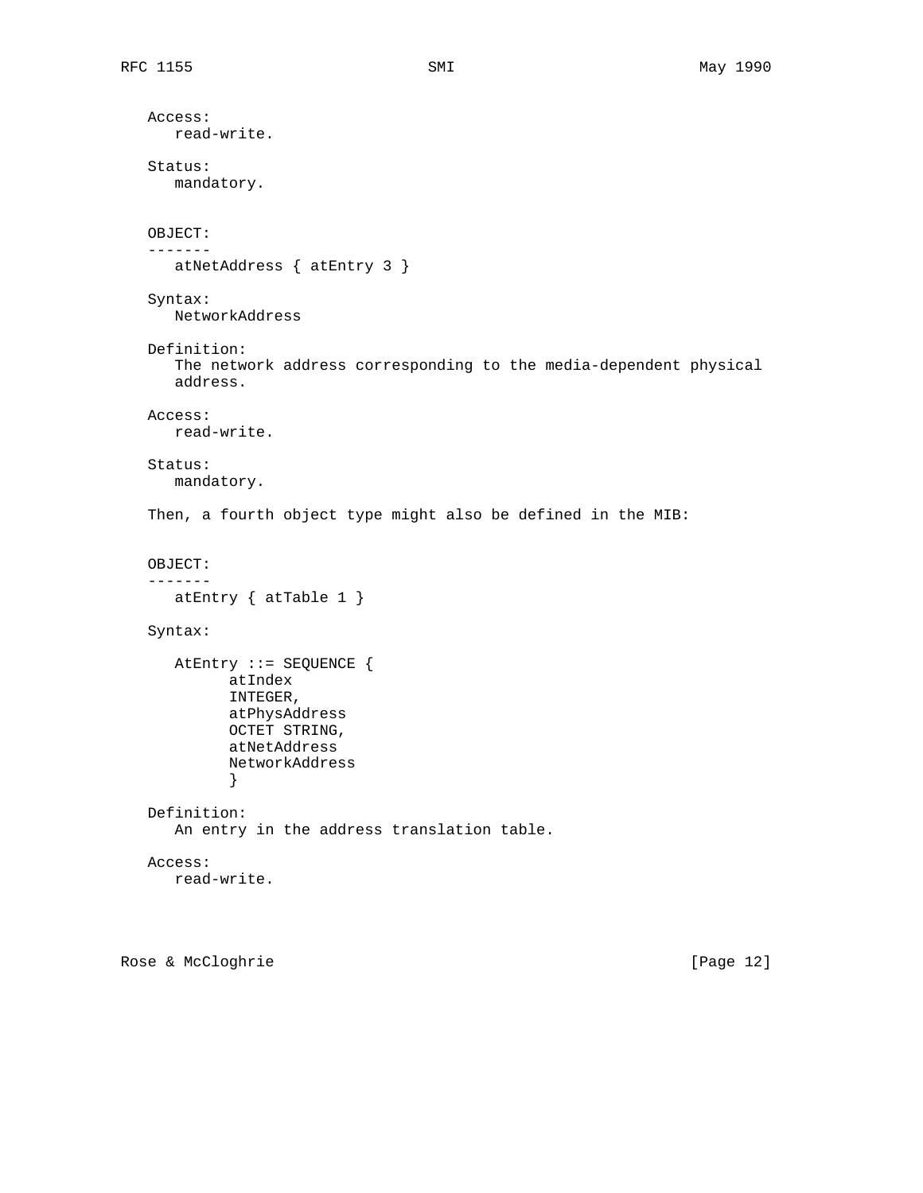Access:
   read-write.

Status:
   mandatory.

OBJECT:
-------
   atNetAddress { atEntry 3 }

Syntax:
   NetworkAddress

Definition:
   The network address corresponding to the media-dependent physical
   address.

Access:
   read-write.

Status:
   mandatory.

Then, a fourth object type might also be defined in the MIB:

OBJECT:
-------
   atEntry { atTable 1 }

Syntax:

```
   AtEntry ::= SEQUENCE {
         atIndex
         INTEGER,
         atPhysAddress
         OCTET STRING,
         atNetAddress
         NetworkAddress
         }
```

Definition:
   An entry in the address translation table.

Access:
   read-write.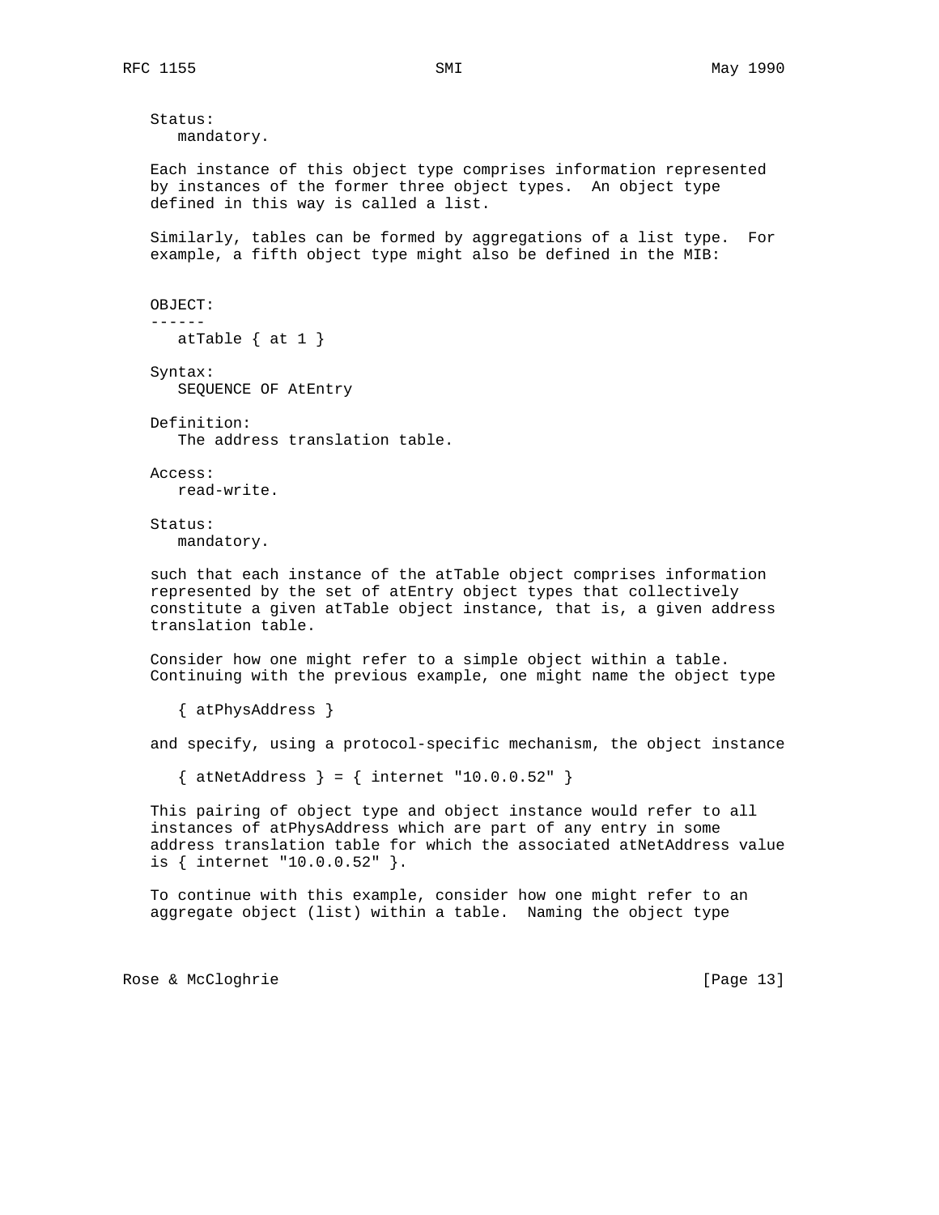Status:
   mandatory.

Each instance of this object type comprises information represented by instances of the former three object types. An object type defined in this way is called a list.

Similarly, tables can be formed by aggregations of a list type. For example, a fifth object type might also be defined in the MIB:

```
OBJECT:
------
   atTable { at 1 }

Syntax:
   SEQUENCE OF AtEntry

Definition:
   The address translation table.

Access:
   read-write.

Status:
   mandatory.
```

such that each instance of the atTable object comprises information represented by the set of atEntry object types that collectively constitute a given atTable object instance, that is, a given address translation table.

Consider how one might refer to a simple object within a table. Continuing with the previous example, one might name the object type

```
{ atPhysAddress }
```

and specify, using a protocol-specific mechanism, the object instance

```
{ atNetAddress } = { internet "10.0.0.52" }
```

This pairing of object type and object instance would refer to all instances of atPhysAddress which are part of any entry in some address translation table for which the associated atNetAddress value is { internet "10.0.0.52" }.

To continue with this example, consider how one might refer to an aggregate object (list) within a table. Naming the object type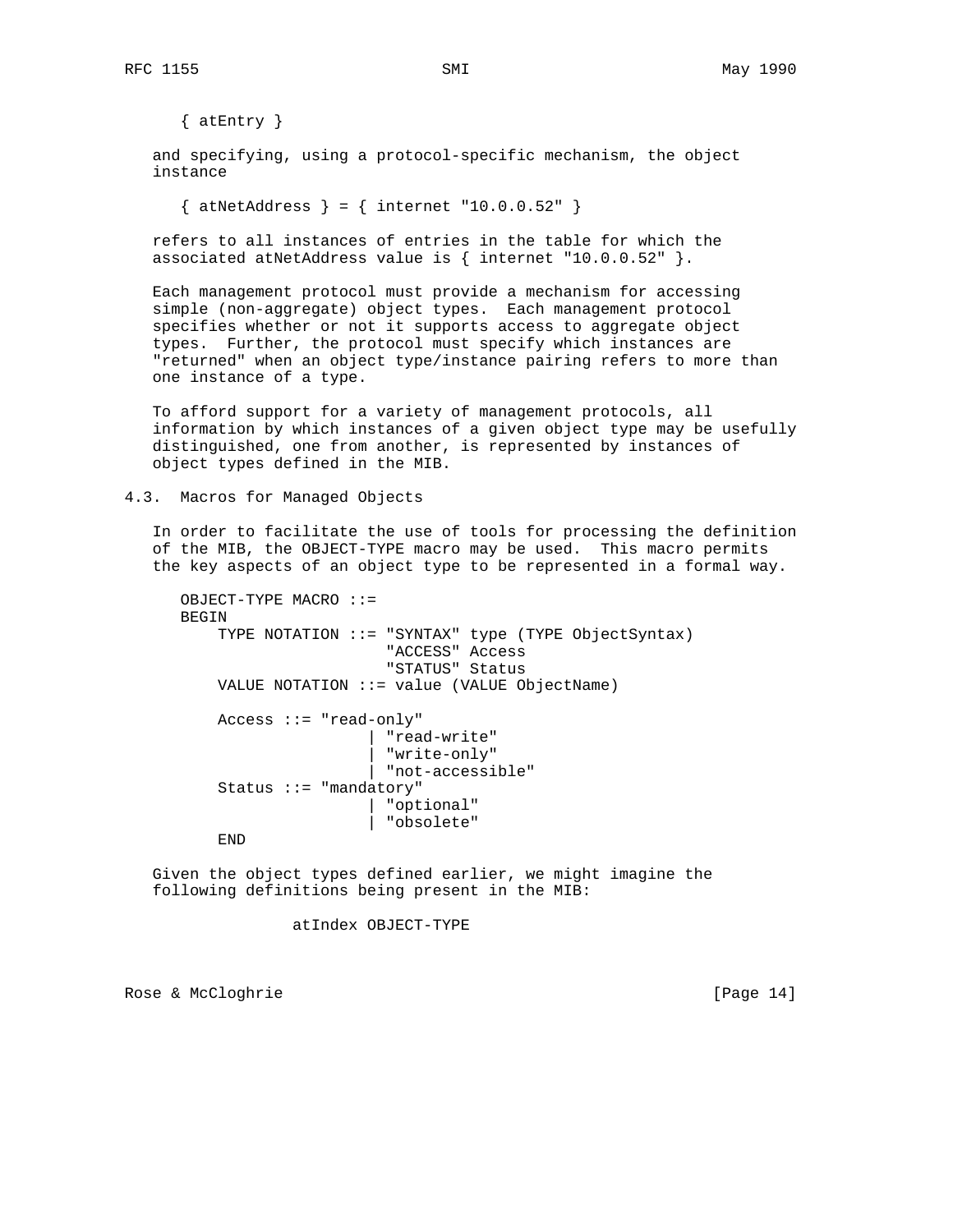```
{ atEntry }
```

and specifying, using a protocol-specific mechanism, the object instance

```
{ atNetAddress } = { internet "10.0.0.52" }
```

refers to all instances of entries in the table for which the associated atNetAddress value is { internet "10.0.0.52" }.

Each management protocol must provide a mechanism for accessing simple (non-aggregate) object types. Each management protocol specifies whether or not it supports access to aggregate object types. Further, the protocol must specify which instances are "returned" when an object type/instance pairing refers to more than one instance of a type.

To afford support for a variety of management protocols, all information by which instances of a given object type may be usefully distinguished, one from another, is represented by instances of object types defined in the MIB.

### 4.3. Macros for Managed Objects

In order to facilitate the use of tools for processing the definition of the MIB, the OBJECT-TYPE macro may be used. This macro permits the key aspects of an object type to be represented in a formal way.

```
OBJECT-TYPE MACRO ::=
BEGIN
    TYPE NOTATION ::= "SYNTAX" type (TYPE ObjectSyntax)
                      "ACCESS" Access
                      "STATUS" Status
    VALUE NOTATION ::= value (VALUE ObjectName)

    Access ::= "read-only"
                    | "read-write"
                    | "write-only"
                    | "not-accessible"
    Status ::= "mandatory"
                    | "optional"
                    | "obsolete"
    END
```

Given the object types defined earlier, we might imagine the following definitions being present in the MIB:

```
            atIndex OBJECT-TYPE
```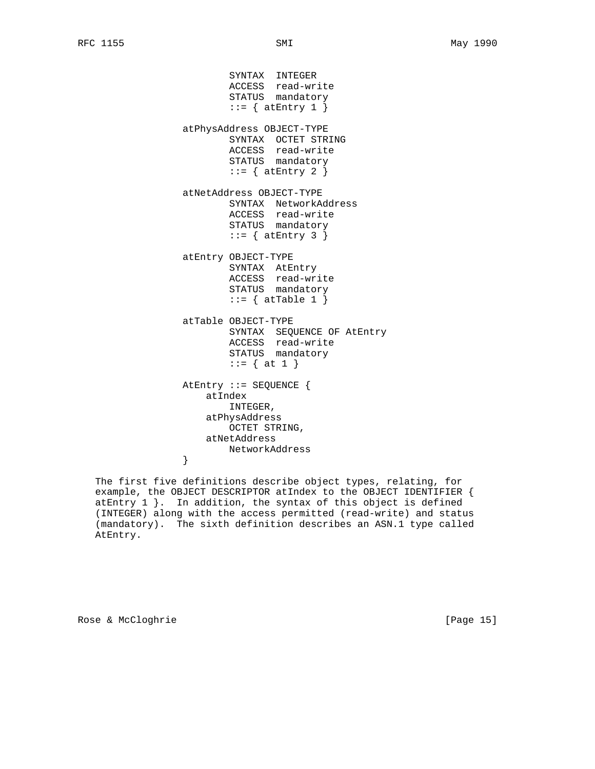```
                        SYNTAX  INTEGER
                        ACCESS  read-write
                        STATUS  mandatory
                        ::= { atEntry 1 }

                atPhysAddress OBJECT-TYPE
                        SYNTAX  OCTET STRING
                        ACCESS  read-write
                        STATUS  mandatory
                        ::= { atEntry 2 }

                atNetAddress OBJECT-TYPE
                        SYNTAX  NetworkAddress
                        ACCESS  read-write
                        STATUS  mandatory
                        ::= { atEntry 3 }

                atEntry OBJECT-TYPE
                        SYNTAX  AtEntry
                        ACCESS  read-write
                        STATUS  mandatory
                        ::= { atTable 1 }

                atTable OBJECT-TYPE
                        SYNTAX  SEQUENCE OF AtEntry
                        ACCESS  read-write
                        STATUS  mandatory
                        ::= { at 1 }

                AtEntry ::= SEQUENCE {
                    atIndex
                        INTEGER,
                    atPhysAddress
                        OCTET STRING,
                    atNetAddress
                        NetworkAddress
                }
```

The first five definitions describe object types, relating, for example, the OBJECT DESCRIPTOR atIndex to the OBJECT IDENTIFIER { atEntry 1 }. In addition, the syntax of this object is defined (INTEGER) along with the access permitted (read-write) and status (mandatory). The sixth definition describes an ASN.1 type called AtEntry.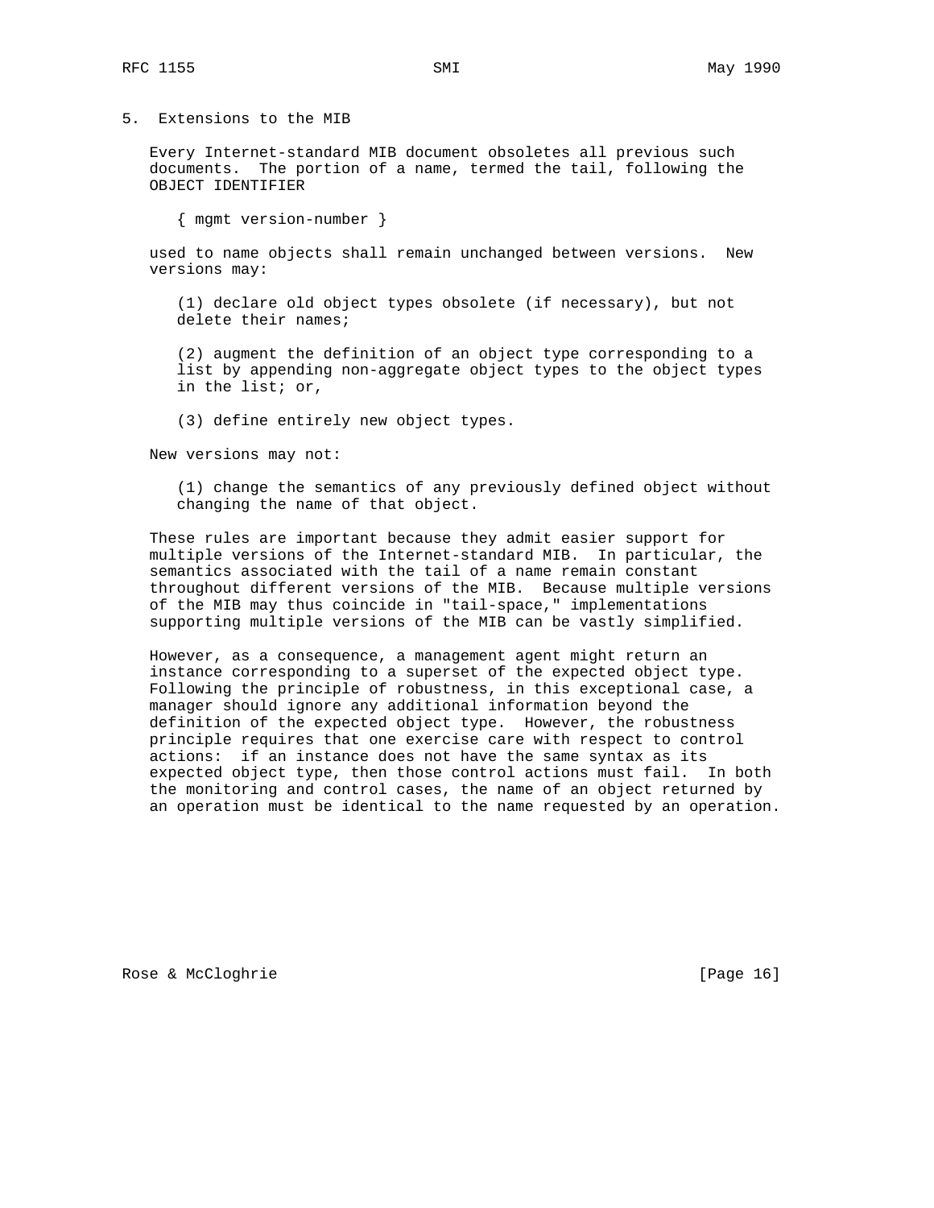## 5. Extensions to the MIB

Every Internet-standard MIB document obsoletes all previous such documents. The portion of a name, termed the tail, following the OBJECT IDENTIFIER

```
{ mgmt version-number }
```

used to name objects shall remain unchanged between versions. New versions may:

(1) declare old object types obsolete (if necessary), but not delete their names;

(2) augment the definition of an object type corresponding to a list by appending non-aggregate object types to the object types in the list; or,

(3) define entirely new object types.

New versions may not:

(1) change the semantics of any previously defined object without changing the name of that object.

These rules are important because they admit easier support for multiple versions of the Internet-standard MIB. In particular, the semantics associated with the tail of a name remain constant throughout different versions of the MIB. Because multiple versions of the MIB may thus coincide in "tail-space," implementations supporting multiple versions of the MIB can be vastly simplified.

However, as a consequence, a management agent might return an instance corresponding to a superset of the expected object type. Following the principle of robustness, in this exceptional case, a manager should ignore any additional information beyond the definition of the expected object type. However, the robustness principle requires that one exercise care with respect to control actions: if an instance does not have the same syntax as its expected object type, then those control actions must fail. In both the monitoring and control cases, the name of an object returned by an operation must be identical to the name requested by an operation.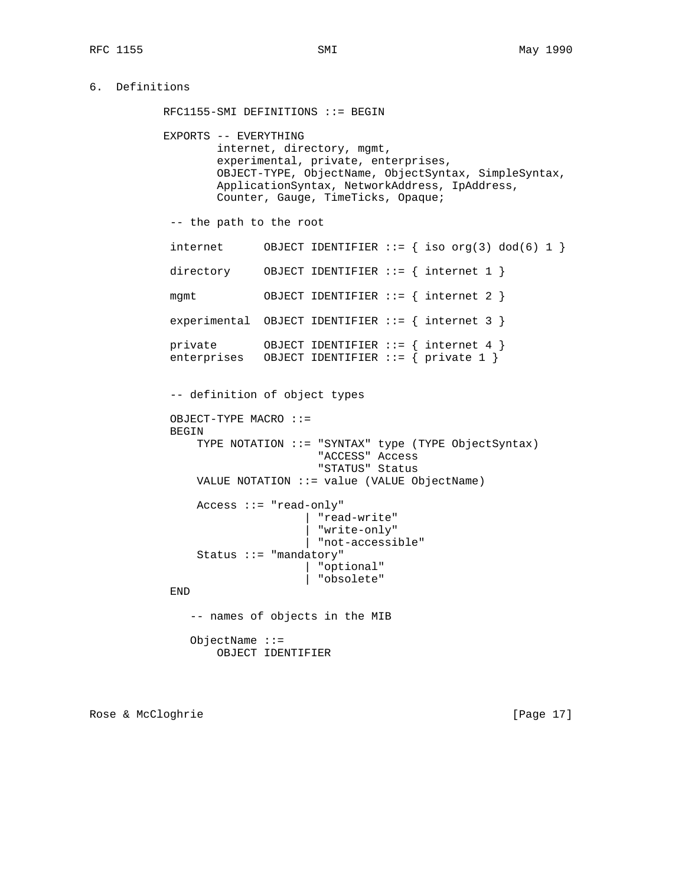## 6. Definitions

```
          RFC1155-SMI DEFINITIONS ::= BEGIN

          EXPORTS -- EVERYTHING
                  internet, directory, mgmt,
                  experimental, private, enterprises,
                  OBJECT-TYPE, ObjectName, ObjectSyntax, SimpleSyntax,
                  ApplicationSyntax, NetworkAddress, IpAddress,
                  Counter, Gauge, TimeTicks, Opaque;

           -- the path to the root

           internet      OBJECT IDENTIFIER ::= { iso org(3) dod(6) 1 }

           directory     OBJECT IDENTIFIER ::= { internet 1 }

           mgmt          OBJECT IDENTIFIER ::= { internet 2 }

           experimental  OBJECT IDENTIFIER ::= { internet 3 }

           private       OBJECT IDENTIFIER ::= { internet 4 }
           enterprises   OBJECT IDENTIFIER ::= { private 1 }


           -- definition of object types

           OBJECT-TYPE MACRO ::=
           BEGIN
               TYPE NOTATION ::= "SYNTAX" type (TYPE ObjectSyntax)
                                 "ACCESS" Access
                                 "STATUS" Status
               VALUE NOTATION ::= value (VALUE ObjectName)

               Access ::= "read-only"
                               | "read-write"
                               | "write-only"
                               | "not-accessible"
               Status ::= "mandatory"
                               | "optional"
                               | "obsolete"
           END

              -- names of objects in the MIB

              ObjectName ::=
                  OBJECT IDENTIFIER
```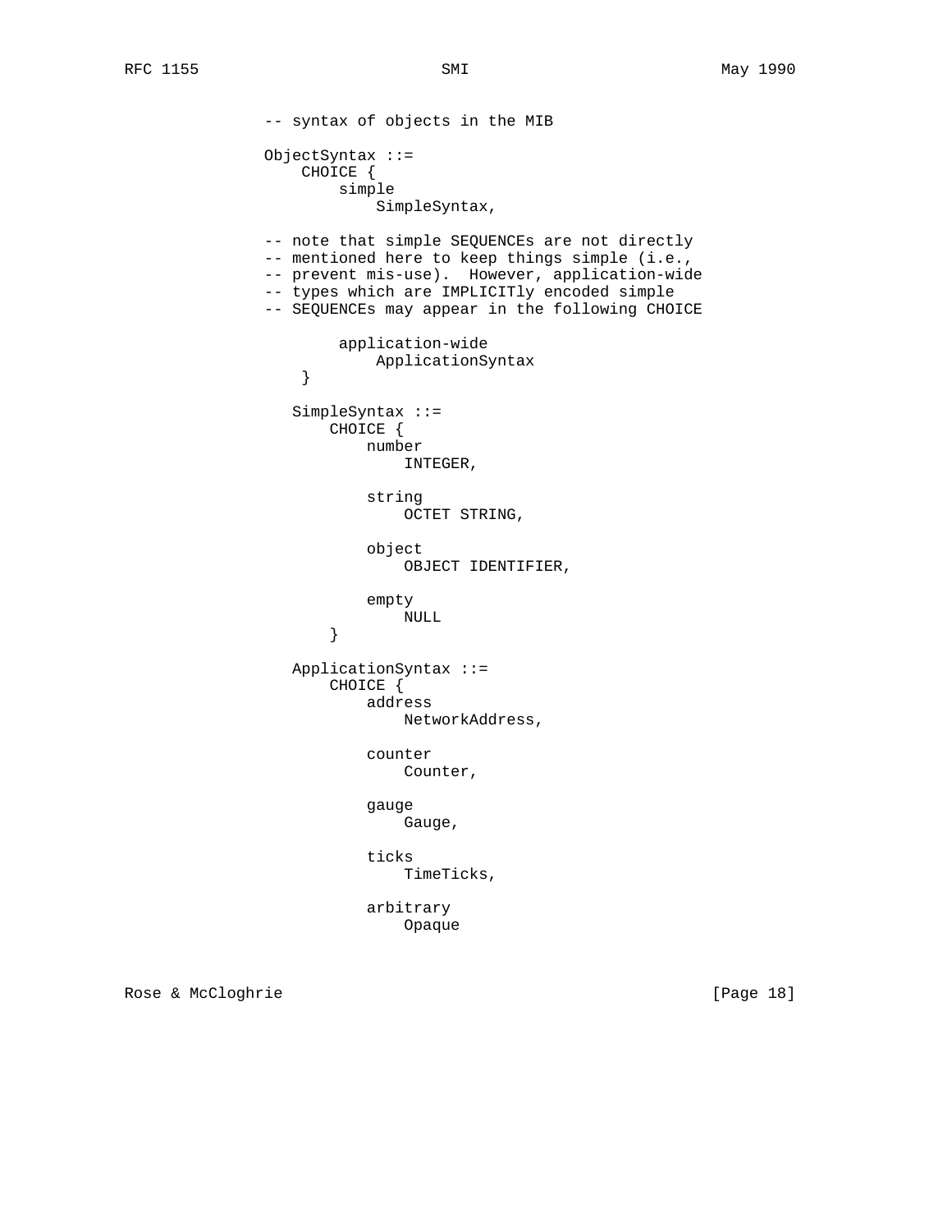```
          -- syntax of objects in the MIB

          ObjectSyntax ::=
              CHOICE {
                  simple
                      SimpleSyntax,

          -- note that simple SEQUENCEs are not directly
          -- mentioned here to keep things simple (i.e.,
          -- prevent mis-use).  However, application-wide
          -- types which are IMPLICITly encoded simple
          -- SEQUENCEs may appear in the following CHOICE

                  application-wide
                      ApplicationSyntax
              }

             SimpleSyntax ::=
                 CHOICE {
                     number
                         INTEGER,

                     string
                         OCTET STRING,

                     object
                         OBJECT IDENTIFIER,

                     empty
                         NULL
                 }

             ApplicationSyntax ::=
                 CHOICE {
                     address
                         NetworkAddress,

                     counter
                         Counter,

                     gauge
                         Gauge,

                     ticks
                         TimeTicks,

                     arbitrary
                         Opaque
```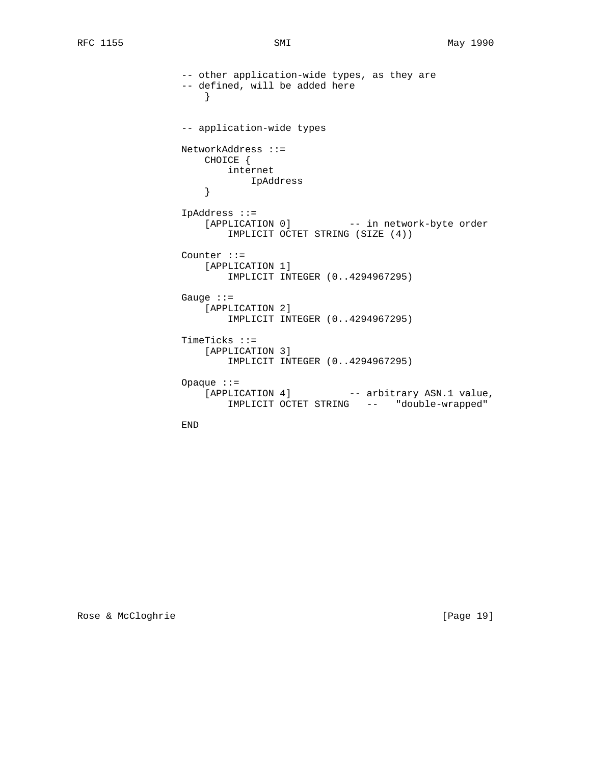```
          -- other application-wide types, as they are
          -- defined, will be added here
              }


          -- application-wide types

          NetworkAddress ::=
              CHOICE {
                  internet
                      IpAddress
              }

          IpAddress ::=
              [APPLICATION 0]          -- in network-byte order
                  IMPLICIT OCTET STRING (SIZE (4))

          Counter ::=
              [APPLICATION 1]
                  IMPLICIT INTEGER (0..4294967295)

          Gauge ::=
              [APPLICATION 2]
                  IMPLICIT INTEGER (0..4294967295)

          TimeTicks ::=
              [APPLICATION 3]
                  IMPLICIT INTEGER (0..4294967295)

          Opaque ::=
              [APPLICATION 4]          -- arbitrary ASN.1 value,
                  IMPLICIT OCTET STRING   --   "double-wrapped"

          END
```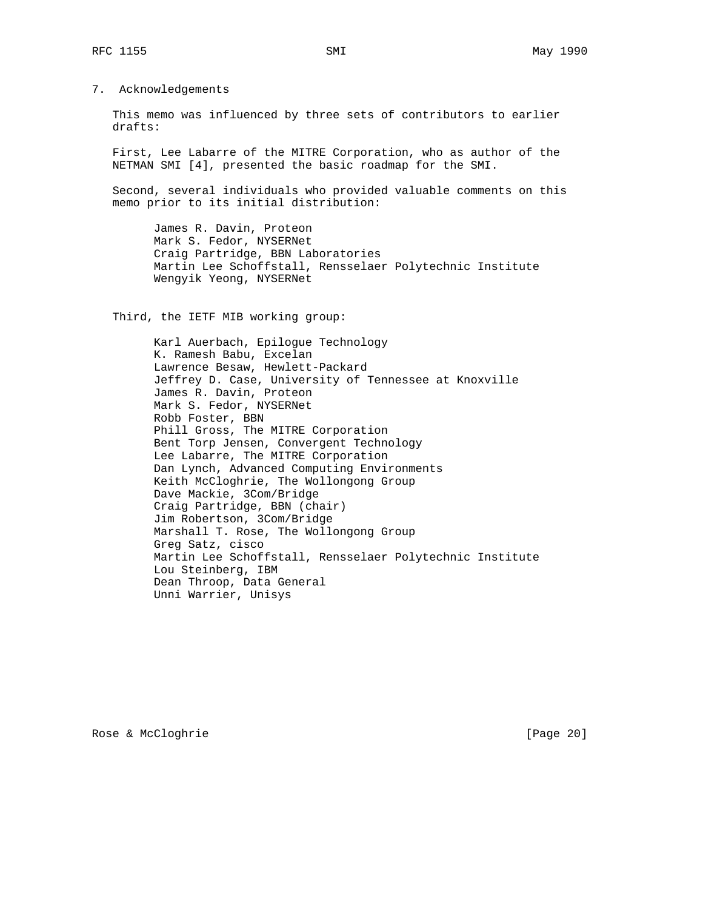## 7. Acknowledgements

This memo was influenced by three sets of contributors to earlier drafts:

First, Lee Labarre of the MITRE Corporation, who as author of the NETMAN SMI [4], presented the basic roadmap for the SMI.

Second, several individuals who provided valuable comments on this memo prior to its initial distribution:

James R. Davin, Proteon
Mark S. Fedor, NYSERNet
Craig Partridge, BBN Laboratories
Martin Lee Schoffstall, Rensselaer Polytechnic Institute
Wengyik Yeong, NYSERNet

Third, the IETF MIB working group:

Karl Auerbach, Epilogue Technology
K. Ramesh Babu, Excelan
Lawrence Besaw, Hewlett-Packard
Jeffrey D. Case, University of Tennessee at Knoxville
James R. Davin, Proteon
Mark S. Fedor, NYSERNet
Robb Foster, BBN
Phill Gross, The MITRE Corporation
Bent Torp Jensen, Convergent Technology
Lee Labarre, The MITRE Corporation
Dan Lynch, Advanced Computing Environments
Keith McCloghrie, The Wollongong Group
Dave Mackie, 3Com/Bridge
Craig Partridge, BBN (chair)
Jim Robertson, 3Com/Bridge
Marshall T. Rose, The Wollongong Group
Greg Satz, cisco
Martin Lee Schoffstall, Rensselaer Polytechnic Institute
Lou Steinberg, IBM
Dean Throop, Data General
Unni Warrier, Unisys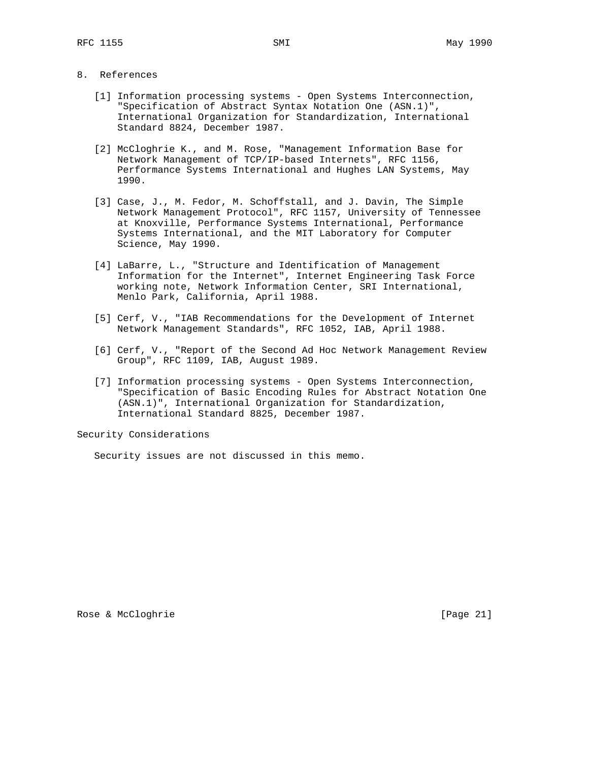## 8. References

[1] Information processing systems - Open Systems Interconnection, "Specification of Abstract Syntax Notation One (ASN.1)", International Organization for Standardization, International Standard 8824, December 1987.

[2] McCloghrie K., and M. Rose, "Management Information Base for Network Management of TCP/IP-based Internets", RFC 1156, Performance Systems International and Hughes LAN Systems, May 1990.

[3] Case, J., M. Fedor, M. Schoffstall, and J. Davin, The Simple Network Management Protocol", RFC 1157, University of Tennessee at Knoxville, Performance Systems International, Performance Systems International, and the MIT Laboratory for Computer Science, May 1990.

[4] LaBarre, L., "Structure and Identification of Management Information for the Internet", Internet Engineering Task Force working note, Network Information Center, SRI International, Menlo Park, California, April 1988.

[5] Cerf, V., "IAB Recommendations for the Development of Internet Network Management Standards", RFC 1052, IAB, April 1988.

[6] Cerf, V., "Report of the Second Ad Hoc Network Management Review Group", RFC 1109, IAB, August 1989.

[7] Information processing systems - Open Systems Interconnection, "Specification of Basic Encoding Rules for Abstract Notation One (ASN.1)", International Organization for Standardization, International Standard 8825, December 1987.

## Security Considerations

Security issues are not discussed in this memo.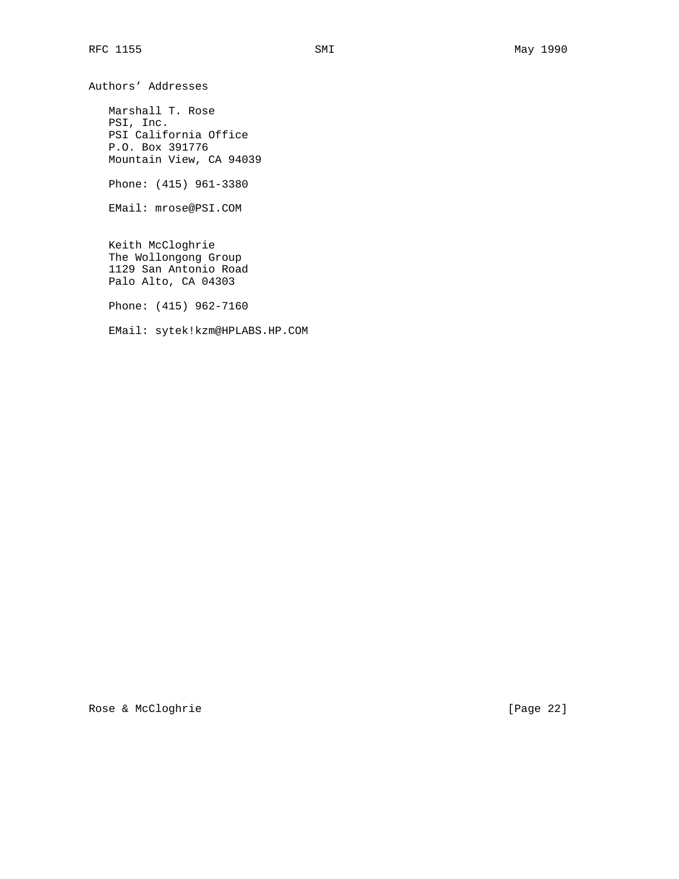## Authors' Addresses

Marshall T. Rose
PSI, Inc.
PSI California Office
P.O. Box 391776
Mountain View, CA 94039

Phone: (415) 961-3380

EMail: mrose@PSI.COM

Keith McCloghrie
The Wollongong Group
1129 San Antonio Road
Palo Alto, CA 04303

Phone: (415) 962-7160

EMail: sytek!kzm@HPLABS.HP.COM